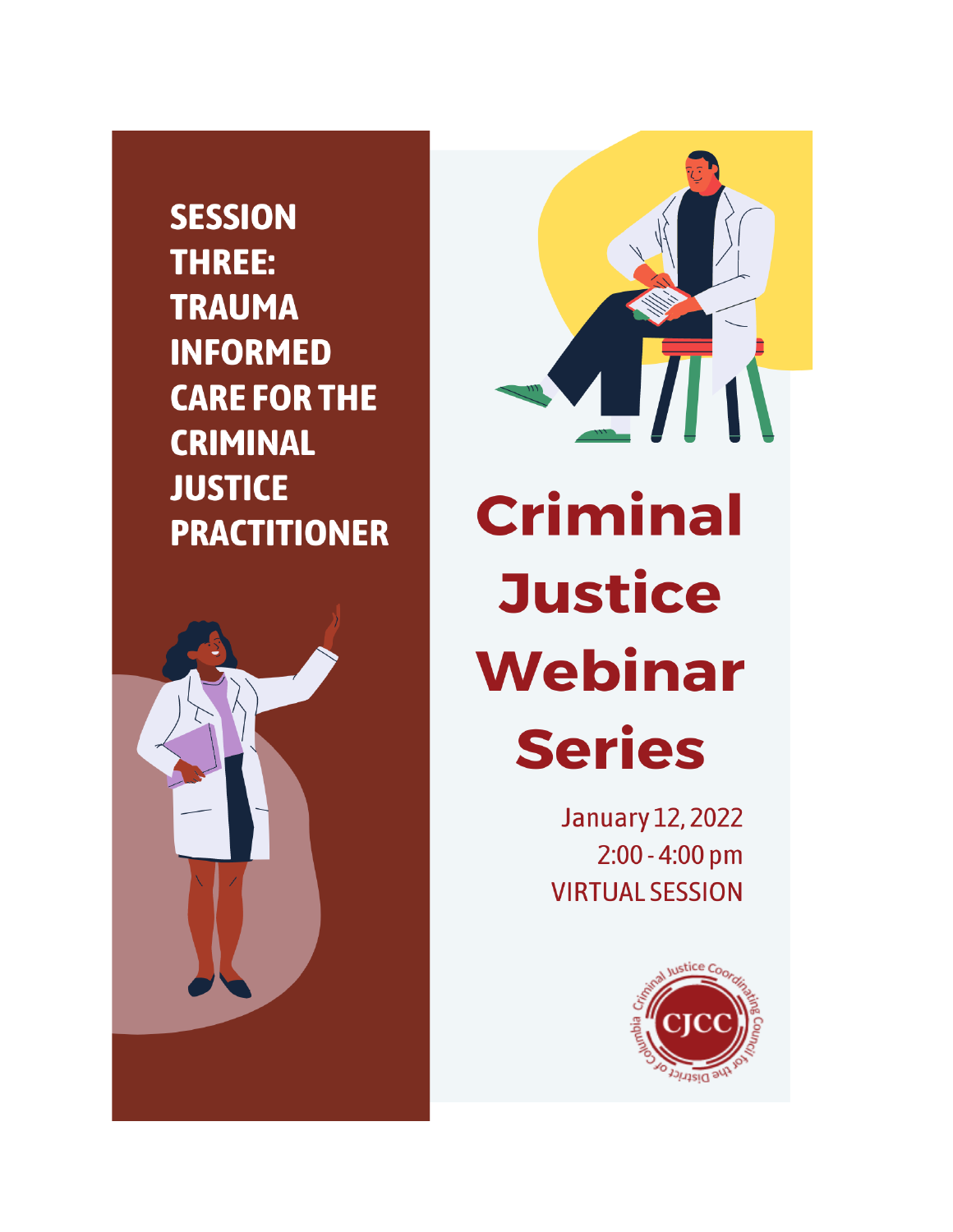# SESSION THREE: TRAUMA INFORMED CARE FOR THE CRIMINAL JUSTICE PRACTITIONER

# Criminal Justice Webinar Series

January 12, 2022
2:00 - 4:00 pm
VIRTUAL SESSION

Criminal Justice Coordinating Council for the District of Columbia
CJCC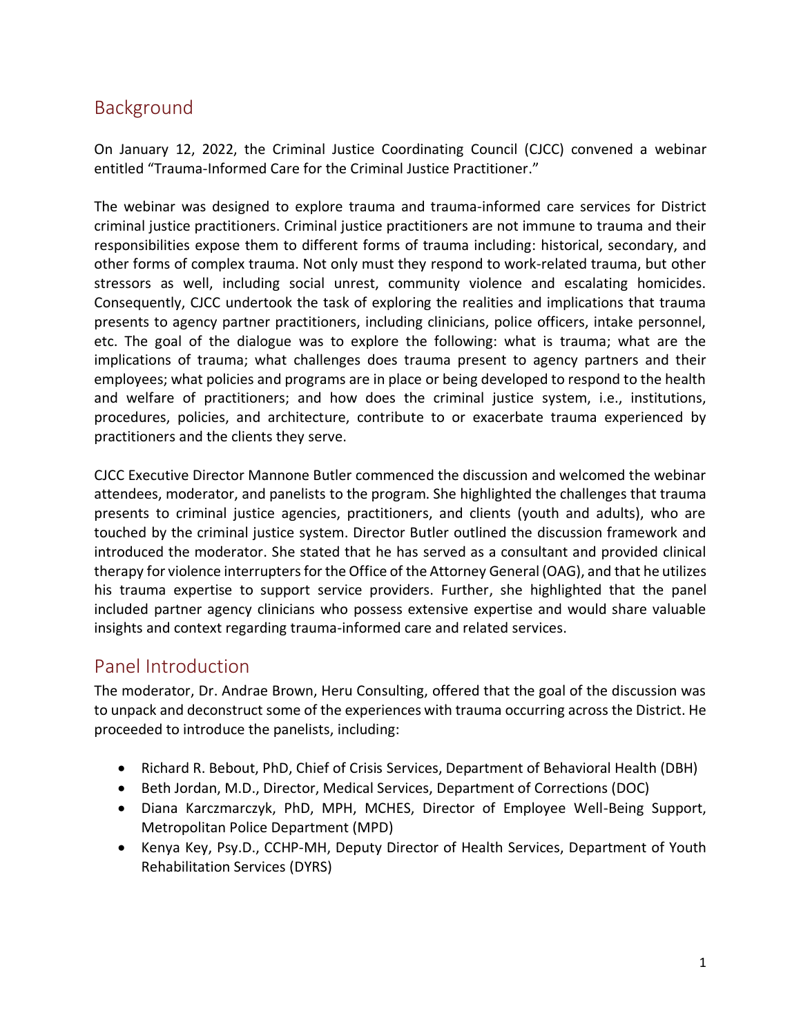## Background

On January 12, 2022, the Criminal Justice Coordinating Council (CJCC) convened a webinar entitled "Trauma-Informed Care for the Criminal Justice Practitioner."

The webinar was designed to explore trauma and trauma-informed care services for District criminal justice practitioners. Criminal justice practitioners are not immune to trauma and their responsibilities expose them to different forms of trauma including: historical, secondary, and other forms of complex trauma. Not only must they respond to work-related trauma, but other stressors as well, including social unrest, community violence and escalating homicides. Consequently, CJCC undertook the task of exploring the realities and implications that trauma presents to agency partner practitioners, including clinicians, police officers, intake personnel, etc. The goal of the dialogue was to explore the following: what is trauma; what are the implications of trauma; what challenges does trauma present to agency partners and their employees; what policies and programs are in place or being developed to respond to the health and welfare of practitioners; and how does the criminal justice system, i.e., institutions, procedures, policies, and architecture, contribute to or exacerbate trauma experienced by practitioners and the clients they serve.

CJCC Executive Director Mannone Butler commenced the discussion and welcomed the webinar attendees, moderator, and panelists to the program. She highlighted the challenges that trauma presents to criminal justice agencies, practitioners, and clients (youth and adults), who are touched by the criminal justice system. Director Butler outlined the discussion framework and introduced the moderator. She stated that he has served as a consultant and provided clinical therapy for violence interrupters for the Office of the Attorney General (OAG), and that he utilizes his trauma expertise to support service providers. Further, she highlighted that the panel included partner agency clinicians who possess extensive expertise and would share valuable insights and context regarding trauma-informed care and related services.

## Panel Introduction

The moderator, Dr. Andrae Brown, Heru Consulting, offered that the goal of the discussion was to unpack and deconstruct some of the experiences with trauma occurring across the District. He proceeded to introduce the panelists, including:

- Richard R. Bebout, PhD, Chief of Crisis Services, Department of Behavioral Health (DBH)
- Beth Jordan, M.D., Director, Medical Services, Department of Corrections (DOC)
- Diana Karczmarczyk, PhD, MPH, MCHES, Director of Employee Well-Being Support, Metropolitan Police Department (MPD)
- Kenya Key, Psy.D., CCHP-MH, Deputy Director of Health Services, Department of Youth Rehabilitation Services (DYRS)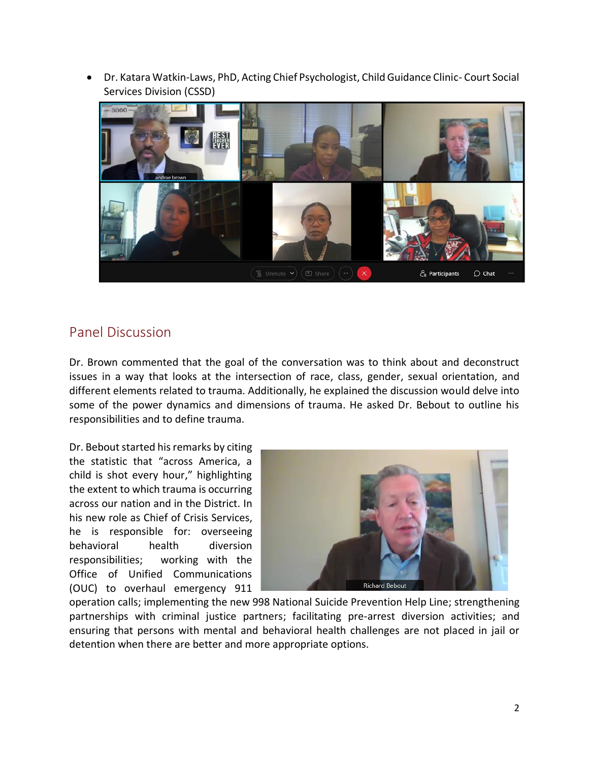- Dr. Katara Watkin-Laws, PhD, Acting Chief Psychologist, Child Guidance Clinic- Court Social Services Division (CSSD)

## Panel Discussion

Dr. Brown commented that the goal of the conversation was to think about and deconstruct issues in a way that looks at the intersection of race, class, gender, sexual orientation, and different elements related to trauma. Additionally, he explained the discussion would delve into some of the power dynamics and dimensions of trauma. He asked Dr. Bebout to outline his responsibilities and to define trauma.

Dr. Bebout started his remarks by citing the statistic that "across America, a child is shot every hour," highlighting the extent to which trauma is occurring across our nation and in the District. In his new role as Chief of Crisis Services, he is responsible for: overseeing behavioral health diversion responsibilities; working with the Office of Unified Communications (OUC) to overhaul emergency 911 operation calls; implementing the new 998 National Suicide Prevention Help Line; strengthening partnerships with criminal justice partners; facilitating pre-arrest diversion activities; and ensuring that persons with mental and behavioral health challenges are not placed in jail or detention when there are better and more appropriate options.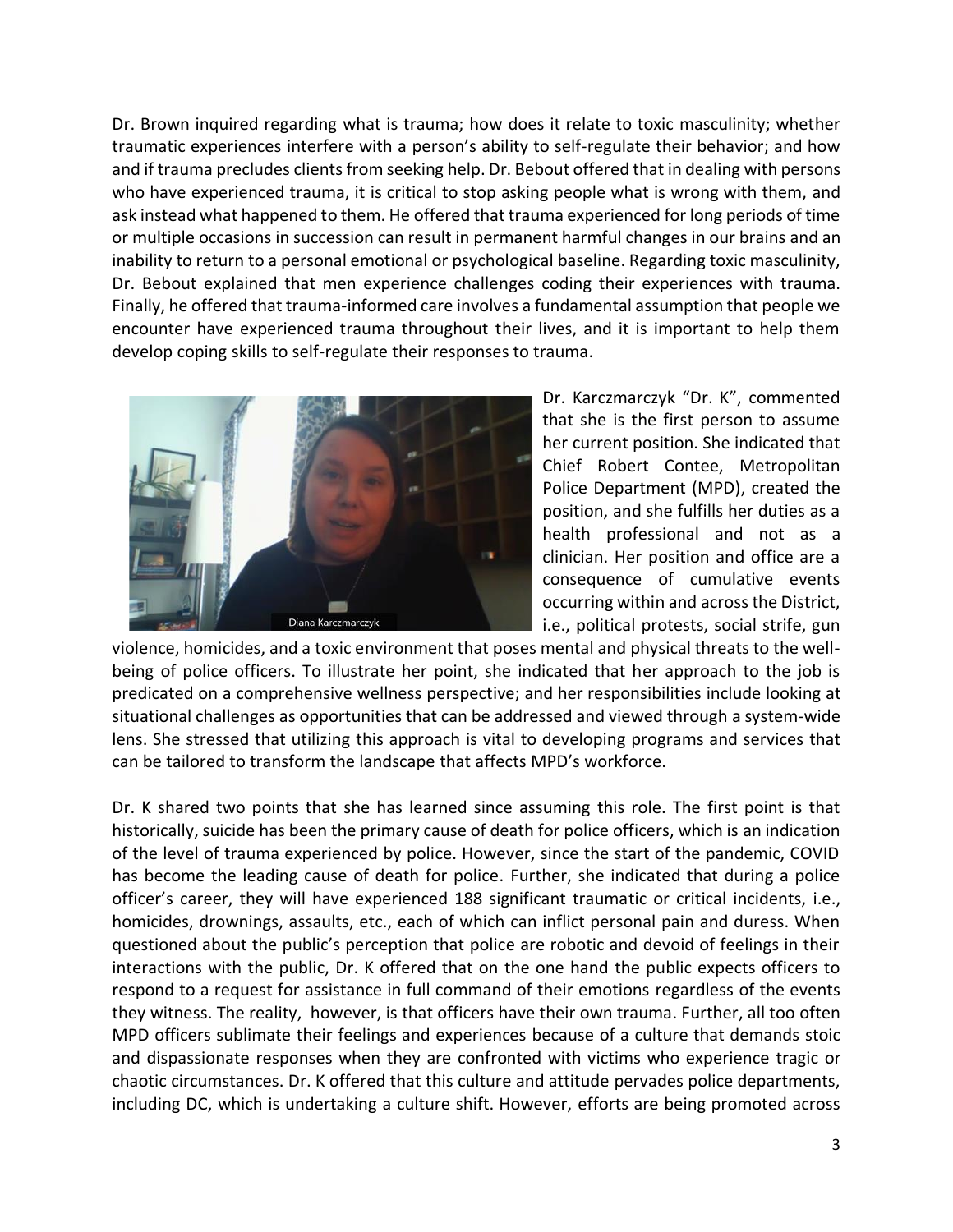Dr. Brown inquired regarding what is trauma; how does it relate to toxic masculinity; whether traumatic experiences interfere with a person's ability to self-regulate their behavior; and how and if trauma precludes clients from seeking help. Dr. Bebout offered that in dealing with persons who have experienced trauma, it is critical to stop asking people what is wrong with them, and ask instead what happened to them. He offered that trauma experienced for long periods of time or multiple occasions in succession can result in permanent harmful changes in our brains and an inability to return to a personal emotional or psychological baseline. Regarding toxic masculinity, Dr. Bebout explained that men experience challenges coding their experiences with trauma. Finally, he offered that trauma-informed care involves a fundamental assumption that people we encounter have experienced trauma throughout their lives, and it is important to help them develop coping skills to self-regulate their responses to trauma.

Dr. Karczmarczyk "Dr. K", commented that she is the first person to assume her current position. She indicated that Chief Robert Contee, Metropolitan Police Department (MPD), created the position, and she fulfills her duties as a health professional and not as a clinician. Her position and office are a consequence of cumulative events occurring within and across the District, i.e., political protests, social strife, gun violence, homicides, and a toxic environment that poses mental and physical threats to the well-being of police officers. To illustrate her point, she indicated that her approach to the job is predicated on a comprehensive wellness perspective; and her responsibilities include looking at situational challenges as opportunities that can be addressed and viewed through a system-wide lens. She stressed that utilizing this approach is vital to developing programs and services that can be tailored to transform the landscape that affects MPD's workforce.

Dr. K shared two points that she has learned since assuming this role. The first point is that historically, suicide has been the primary cause of death for police officers, which is an indication of the level of trauma experienced by police. However, since the start of the pandemic, COVID has become the leading cause of death for police. Further, she indicated that during a police officer's career, they will have experienced 188 significant traumatic or critical incidents, i.e., homicides, drownings, assaults, etc., each of which can inflict personal pain and duress. When questioned about the public's perception that police are robotic and devoid of feelings in their interactions with the public, Dr. K offered that on the one hand the public expects officers to respond to a request for assistance in full command of their emotions regardless of the events they witness. The reality, however, is that officers have their own trauma. Further, all too often MPD officers sublimate their feelings and experiences because of a culture that demands stoic and dispassionate responses when they are confronted with victims who experience tragic or chaotic circumstances. Dr. K offered that this culture and attitude pervades police departments, including DC, which is undertaking a culture shift. However, efforts are being promoted across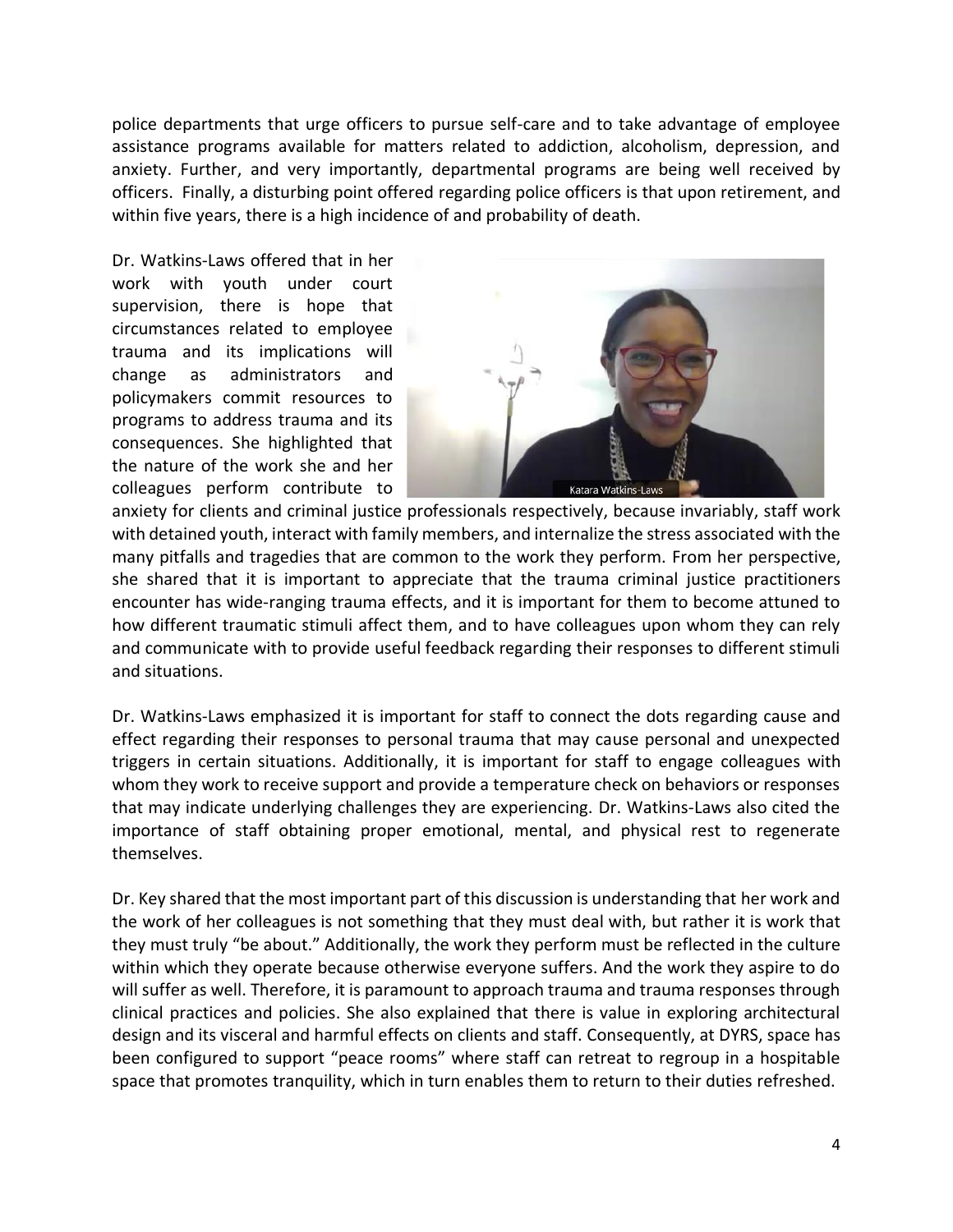police departments that urge officers to pursue self-care and to take advantage of employee assistance programs available for matters related to addiction, alcoholism, depression, and anxiety. Further, and very importantly, departmental programs are being well received by officers. Finally, a disturbing point offered regarding police officers is that upon retirement, and within five years, there is a high incidence of and probability of death.

Dr. Watkins-Laws offered that in her work with youth under court supervision, there is hope that circumstances related to employee trauma and its implications will change as administrators and policymakers commit resources to programs to address trauma and its consequences. She highlighted that the nature of the work she and her colleagues perform contribute to anxiety for clients and criminal justice professionals respectively, because invariably, staff work with detained youth, interact with family members, and internalize the stress associated with the many pitfalls and tragedies that are common to the work they perform. From her perspective, she shared that it is important to appreciate that the trauma criminal justice practitioners encounter has wide-ranging trauma effects, and it is important for them to become attuned to how different traumatic stimuli affect them, and to have colleagues upon whom they can rely and communicate with to provide useful feedback regarding their responses to different stimuli and situations.

Dr. Watkins-Laws emphasized it is important for staff to connect the dots regarding cause and effect regarding their responses to personal trauma that may cause personal and unexpected triggers in certain situations. Additionally, it is important for staff to engage colleagues with whom they work to receive support and provide a temperature check on behaviors or responses that may indicate underlying challenges they are experiencing. Dr. Watkins-Laws also cited the importance of staff obtaining proper emotional, mental, and physical rest to regenerate themselves.

Dr. Key shared that the most important part of this discussion is understanding that her work and the work of her colleagues is not something that they must deal with, but rather it is work that they must truly "be about." Additionally, the work they perform must be reflected in the culture within which they operate because otherwise everyone suffers. And the work they aspire to do will suffer as well. Therefore, it is paramount to approach trauma and trauma responses through clinical practices and policies. She also explained that there is value in exploring architectural design and its visceral and harmful effects on clients and staff. Consequently, at DYRS, space has been configured to support "peace rooms" where staff can retreat to regroup in a hospitable space that promotes tranquility, which in turn enables them to return to their duties refreshed.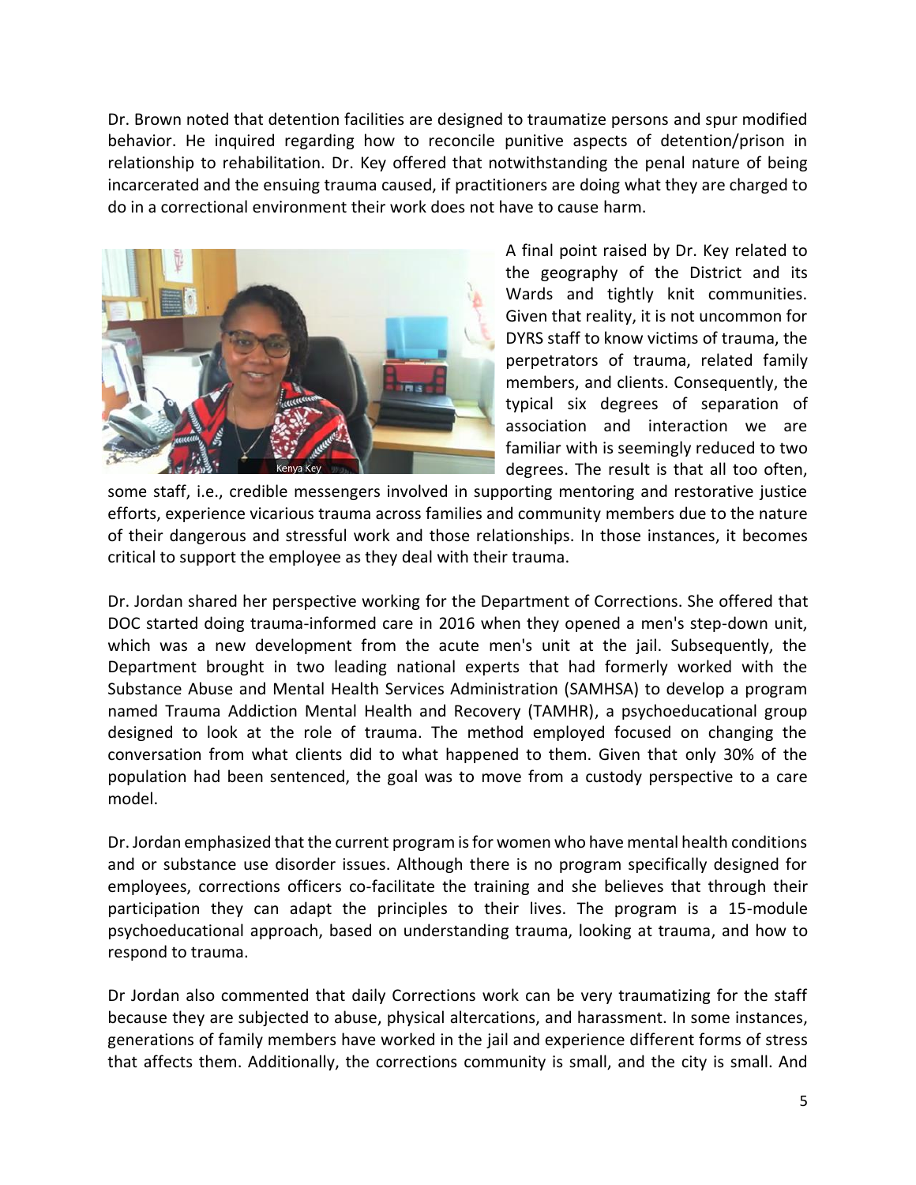Dr. Brown noted that detention facilities are designed to traumatize persons and spur modified behavior. He inquired regarding how to reconcile punitive aspects of detention/prison in relationship to rehabilitation. Dr. Key offered that notwithstanding the penal nature of being incarcerated and the ensuing trauma caused, if practitioners are doing what they are charged to do in a correctional environment their work does not have to cause harm.

A final point raised by Dr. Key related to the geography of the District and its Wards and tightly knit communities. Given that reality, it is not uncommon for DYRS staff to know victims of trauma, the perpetrators of trauma, related family members, and clients. Consequently, the typical six degrees of separation of association and interaction we are familiar with is seemingly reduced to two degrees. The result is that all too often, some staff, i.e., credible messengers involved in supporting mentoring and restorative justice efforts, experience vicarious trauma across families and community members due to the nature of their dangerous and stressful work and those relationships. In those instances, it becomes critical to support the employee as they deal with their trauma.

Dr. Jordan shared her perspective working for the Department of Corrections. She offered that DOC started doing trauma-informed care in 2016 when they opened a men's step-down unit, which was a new development from the acute men's unit at the jail. Subsequently, the Department brought in two leading national experts that had formerly worked with the Substance Abuse and Mental Health Services Administration (SAMHSA) to develop a program named Trauma Addiction Mental Health and Recovery (TAMHR), a psychoeducational group designed to look at the role of trauma. The method employed focused on changing the conversation from what clients did to what happened to them. Given that only 30% of the population had been sentenced, the goal was to move from a custody perspective to a care model.

Dr. Jordan emphasized that the current program is for women who have mental health conditions and or substance use disorder issues. Although there is no program specifically designed for employees, corrections officers co-facilitate the training and she believes that through their participation they can adapt the principles to their lives. The program is a 15-module psychoeducational approach, based on understanding trauma, looking at trauma, and how to respond to trauma.

Dr Jordan also commented that daily Corrections work can be very traumatizing for the staff because they are subjected to abuse, physical altercations, and harassment. In some instances, generations of family members have worked in the jail and experience different forms of stress that affects them. Additionally, the corrections community is small, and the city is small. And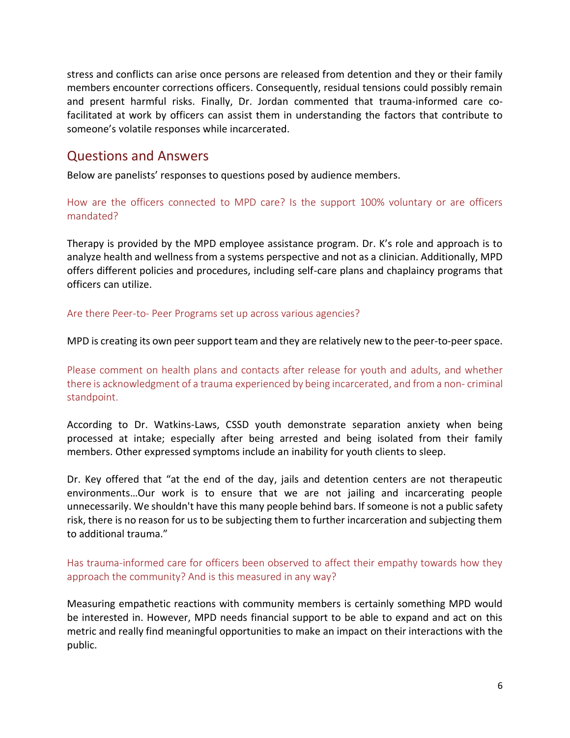stress and conflicts can arise once persons are released from detention and they or their family members encounter corrections officers. Consequently, residual tensions could possibly remain and present harmful risks. Finally, Dr. Jordan commented that trauma-informed care co-facilitated at work by officers can assist them in understanding the factors that contribute to someone's volatile responses while incarcerated.

## Questions and Answers

Below are panelists' responses to questions posed by audience members.

How are the officers connected to MPD care? Is the support 100% voluntary or are officers mandated?

Therapy is provided by the MPD employee assistance program. Dr. K's role and approach is to analyze health and wellness from a systems perspective and not as a clinician. Additionally, MPD offers different policies and procedures, including self-care plans and chaplaincy programs that officers can utilize.

Are there Peer-to- Peer Programs set up across various agencies?

MPD is creating its own peer support team and they are relatively new to the peer-to-peer space.

Please comment on health plans and contacts after release for youth and adults, and whether there is acknowledgment of a trauma experienced by being incarcerated, and from a non- criminal standpoint.

According to Dr. Watkins-Laws, CSSD youth demonstrate separation anxiety when being processed at intake; especially after being arrested and being isolated from their family members. Other expressed symptoms include an inability for youth clients to sleep.

Dr. Key offered that "at the end of the day, jails and detention centers are not therapeutic environments…Our work is to ensure that we are not jailing and incarcerating people unnecessarily. We shouldn't have this many people behind bars. If someone is not a public safety risk, there is no reason for us to be subjecting them to further incarceration and subjecting them to additional trauma."

Has trauma-informed care for officers been observed to affect their empathy towards how they approach the community? And is this measured in any way?

Measuring empathetic reactions with community members is certainly something MPD would be interested in. However, MPD needs financial support to be able to expand and act on this metric and really find meaningful opportunities to make an impact on their interactions with the public.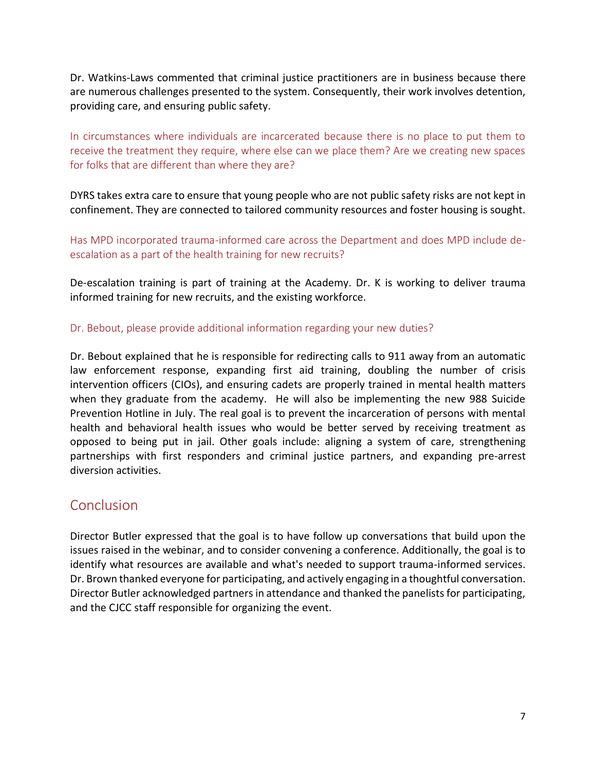Dr. Watkins-Laws commented that criminal justice practitioners are in business because there are numerous challenges presented to the system. Consequently, their work involves detention, providing care, and ensuring public safety.

*In circumstances where individuals are incarcerated because there is no place to put them to receive the treatment they require, where else can we place them? Are we creating new spaces for folks that are different than where they are?*

DYRS takes extra care to ensure that young people who are not public safety risks are not kept in confinement. They are connected to tailored community resources and foster housing is sought.

*Has MPD incorporated trauma-informed care across the Department and does MPD include de-escalation as a part of the health training for new recruits?*

De-escalation training is part of training at the Academy. Dr. K is working to deliver trauma informed training for new recruits, and the existing workforce.

*Dr. Bebout, please provide additional information regarding your new duties?*

Dr. Bebout explained that he is responsible for redirecting calls to 911 away from an automatic law enforcement response, expanding first aid training, doubling the number of crisis intervention officers (CIOs), and ensuring cadets are properly trained in mental health matters when they graduate from the academy. He will also be implementing the new 988 Suicide Prevention Hotline in July. The real goal is to prevent the incarceration of persons with mental health and behavioral health issues who would be better served by receiving treatment as opposed to being put in jail. Other goals include: aligning a system of care, strengthening partnerships with first responders and criminal justice partners, and expanding pre-arrest diversion activities.

## Conclusion

Director Butler expressed that the goal is to have follow up conversations that build upon the issues raised in the webinar, and to consider convening a conference. Additionally, the goal is to identify what resources are available and what's needed to support trauma-informed services. Dr. Brown thanked everyone for participating, and actively engaging in a thoughtful conversation. Director Butler acknowledged partners in attendance and thanked the panelists for participating, and the CJCC staff responsible for organizing the event.